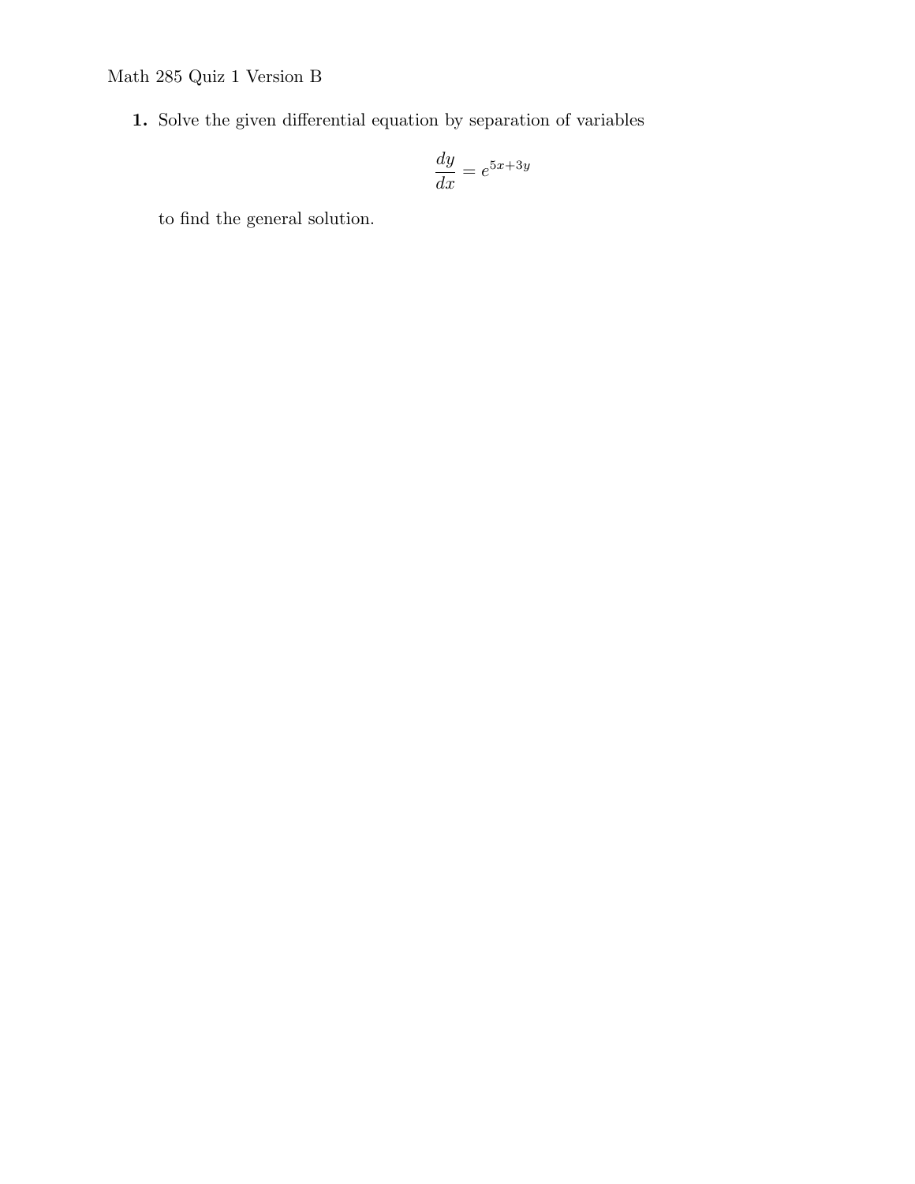Math 285 Quiz 1 Version B

**1.** Solve the given differential equation by separation of variables

$$\frac{dy}{dx} = e^{5x+3y}$$

to find the general solution.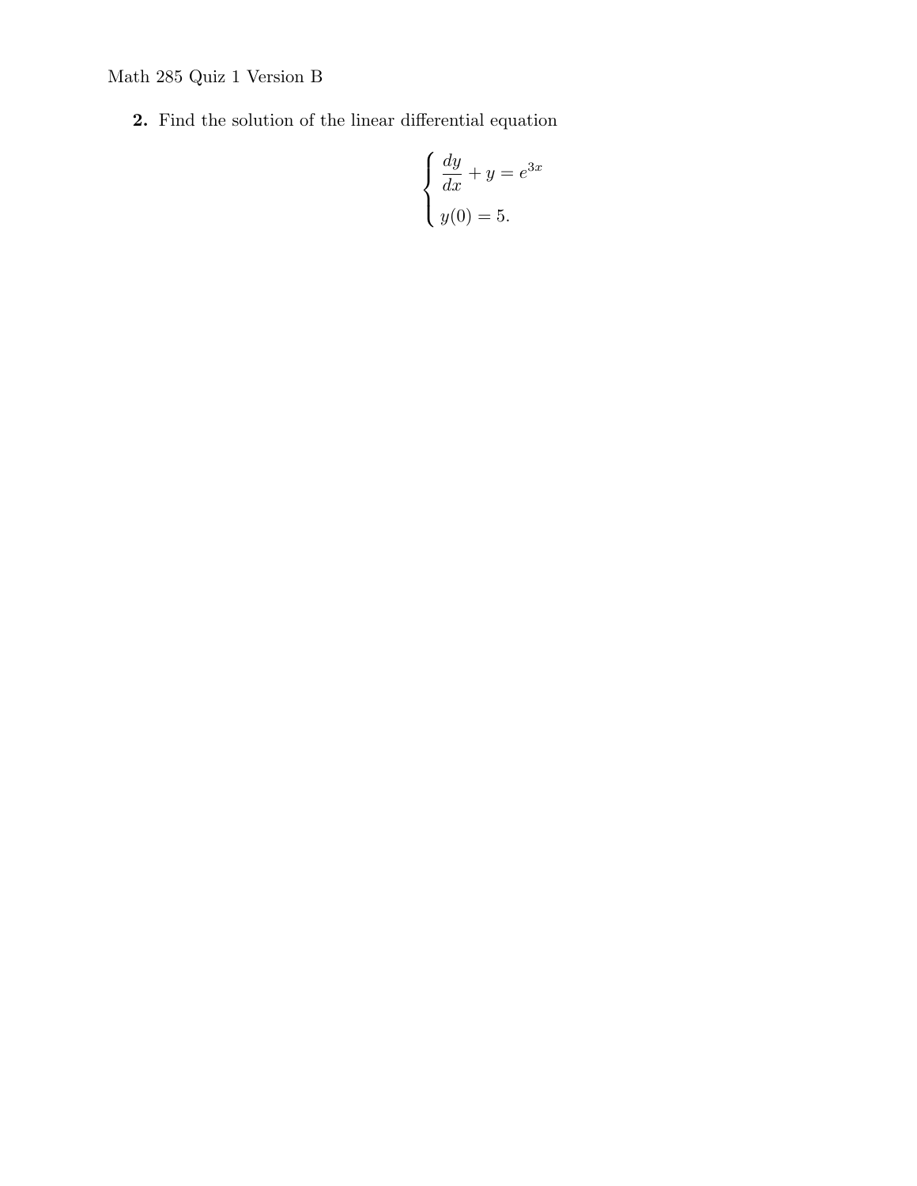Math 285 Quiz 1 Version B

**2.** Find the solution of the linear differential equation

$$\begin{cases} \dfrac{dy}{dx} + y = e^{3x} \\ y(0) = 5. \end{cases}$$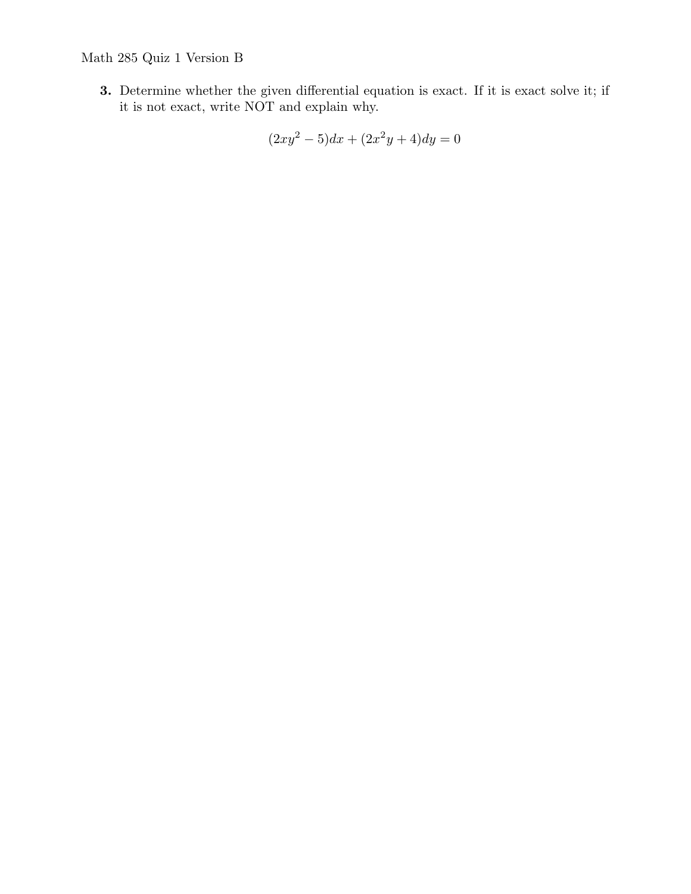Math 285 Quiz 1 Version B

**3.** Determine whether the given differential equation is exact. If it is exact solve it; if it is not exact, write NOT and explain why.

$$(2xy^2 - 5)dx + (2x^2y + 4)dy = 0$$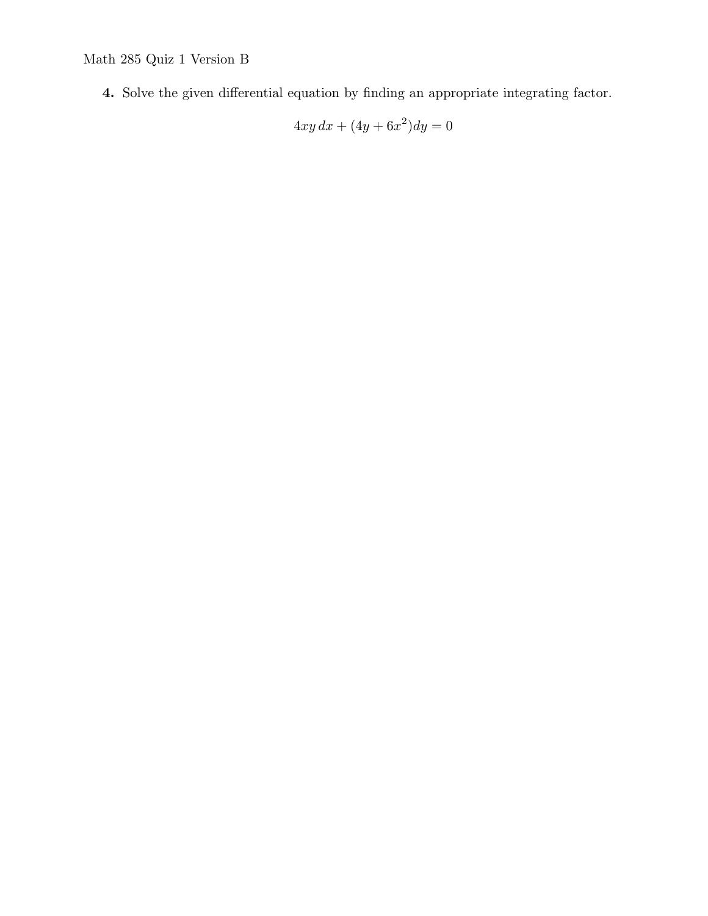Math 285 Quiz 1 Version B

**4.** Solve the given differential equation by finding an appropriate integrating factor.

$$4xy\,dx + (4y + 6x^2)dy = 0$$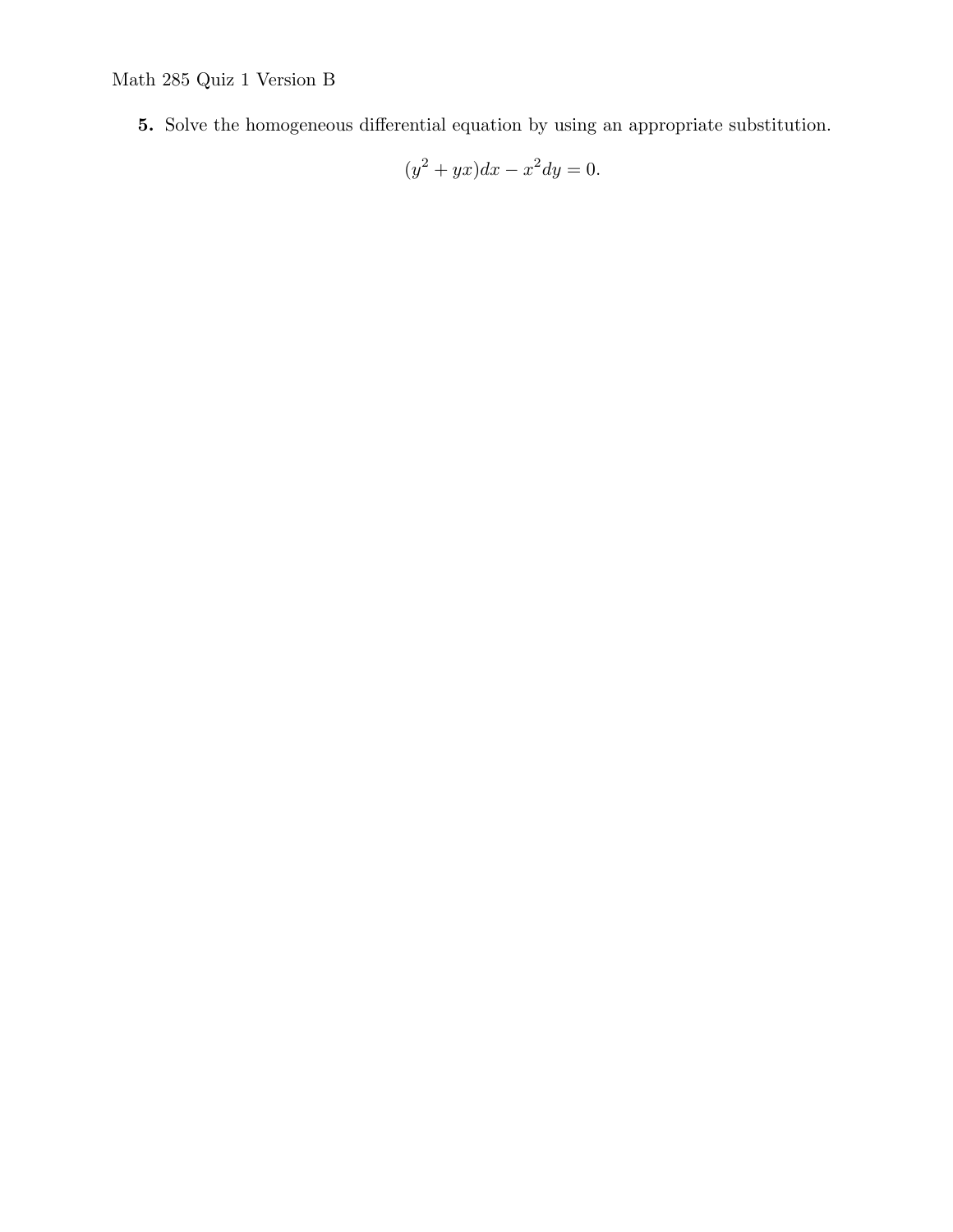Math 285 Quiz 1 Version B

**5.** Solve the homogeneous differential equation by using an appropriate substitution.

$$(y^2 + yx)dx - x^2 dy = 0.$$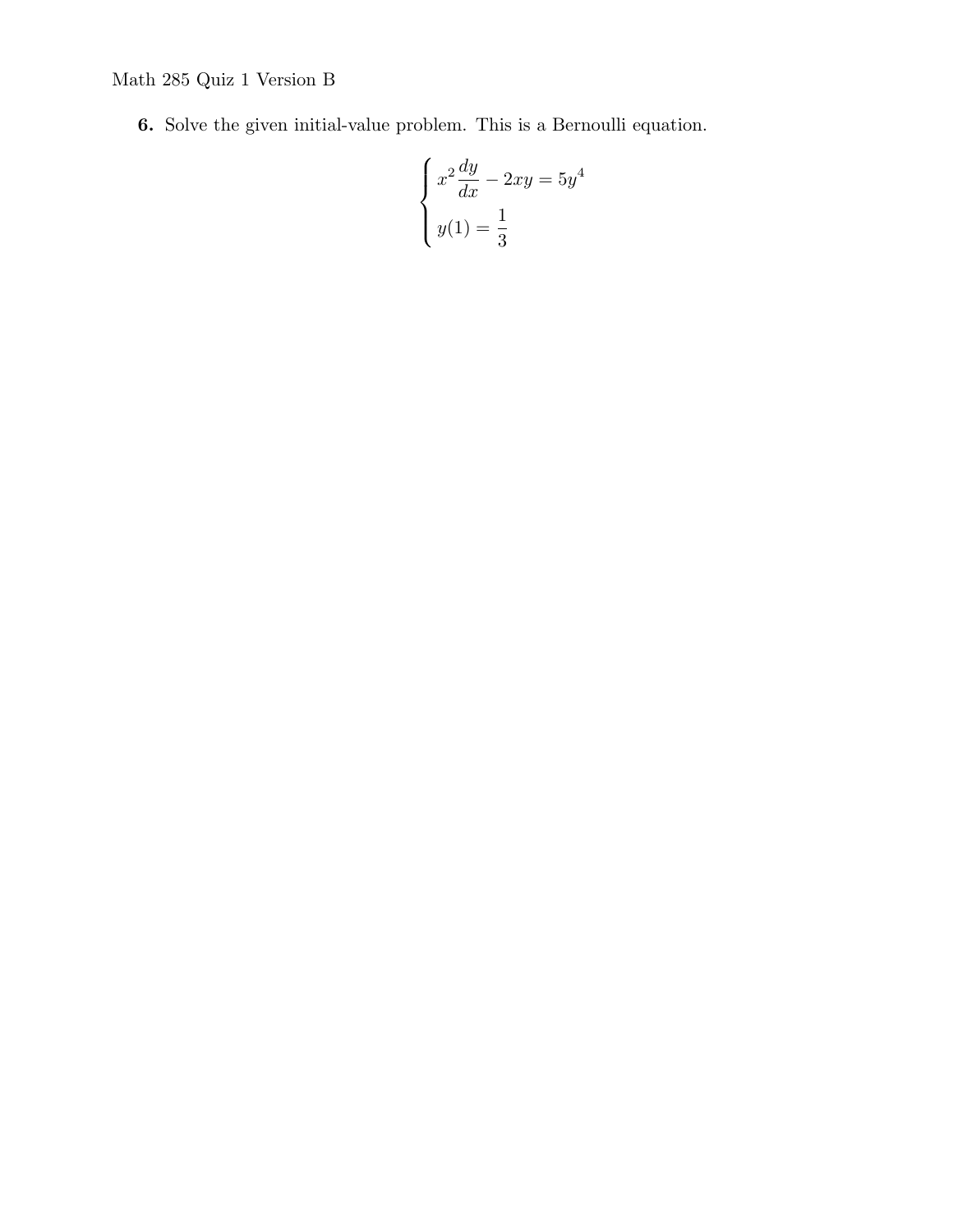**6.** Solve the given initial-value problem. This is a Bernoulli equation.

$$
\begin{cases}
x^2 \dfrac{dy}{dx} - 2xy = 5y^4 \\
y(1) = \dfrac{1}{3}
\end{cases}
$$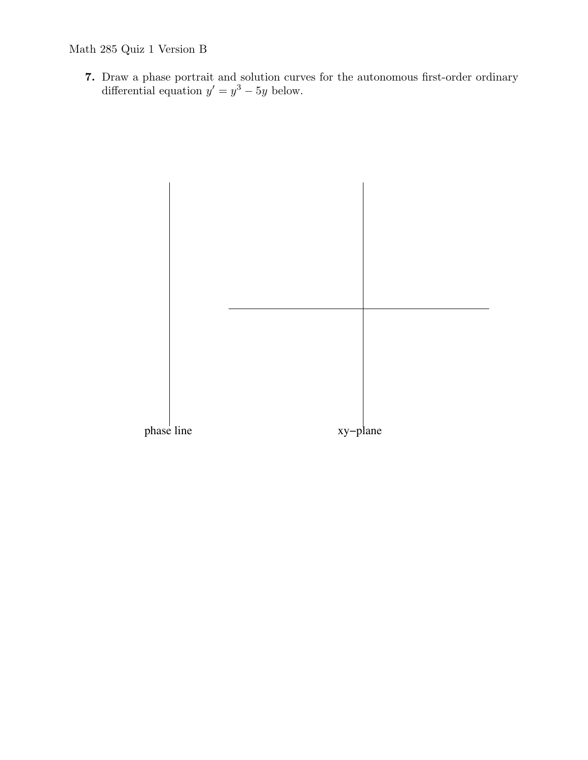Math 285 Quiz 1 Version B

**7.** Draw a phase portrait and solution curves for the autonomous first-order ordinary differential equation $y' = y^3 - 5y$ below.

phase line

xy−plane